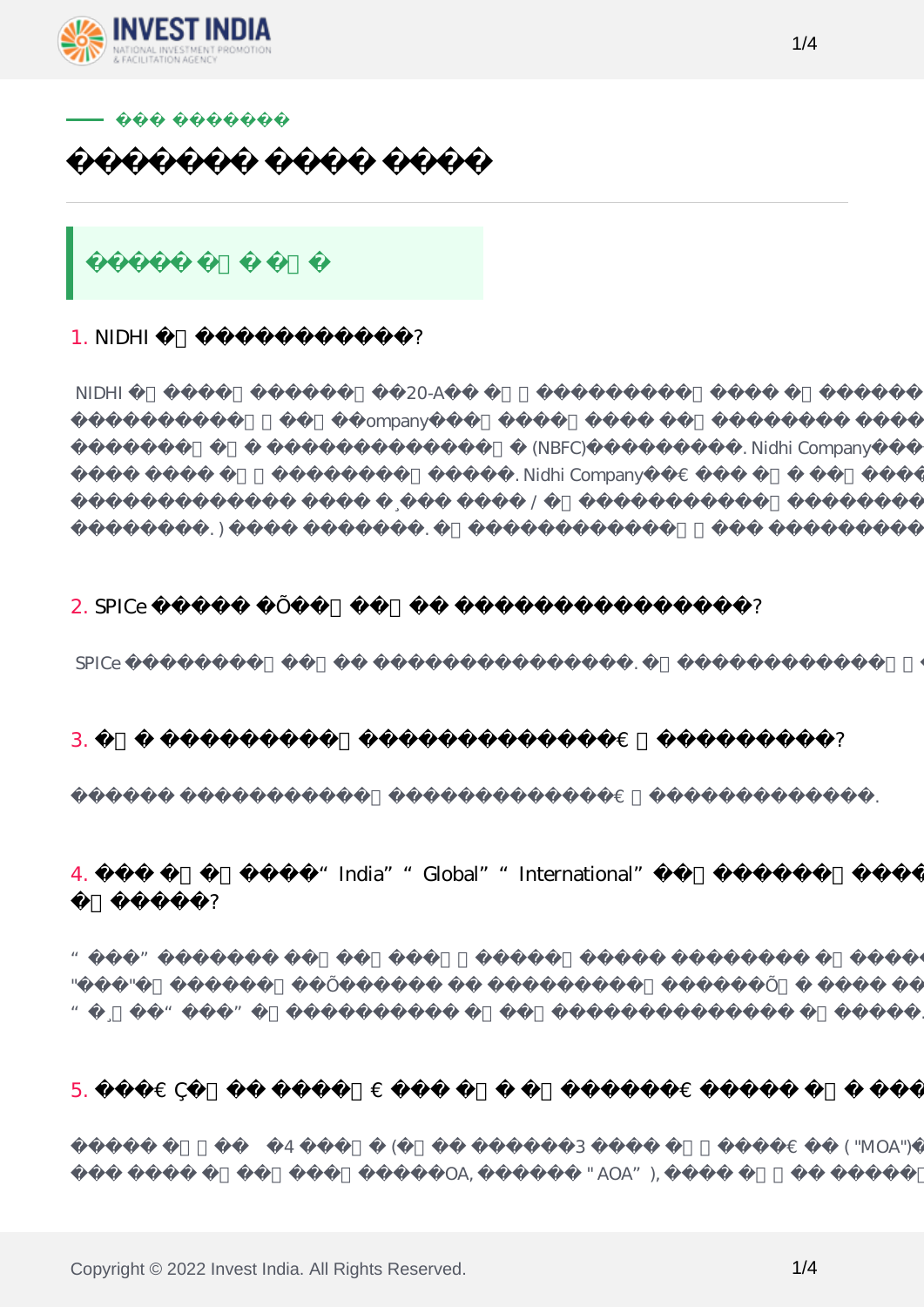

## 1. NIDHI 2

NIDHI 620-A RBI " " Nidhi Company 금융 투자 회사 또는 비은행 금융 회사 (NBFC)와 다릅니다. Nidhi Company는 회원에게만 예치금을 , Nidhi Company في المسابق المسابق المسابق المسابق المسابق المسابق المسابق المسابق المسابق المسابق المسابق الم<br>المسابق المسابق المسابق المسابق المسابق المسابق المسابق المسابق المسابق المسابق المسابق المسابق المسابق المساب  $\frac{1}{2}$  ,  $\frac{1}{2}$  (experimentally experimentally experimental  $\frac{1}{2}$  ,  $\frac{1}{2}$  )  $\,$  , ) or a set of the set of the set of the set of the set of the set of the set of the set of the set of the set of the set of the set of the set of the set of the set of the set of the set of the set of the set of th  $2.$  SPICe  $\frac{1}{2}$ SPICe the first state  $\sim$  $3.$ 아니요, 이름이 비즈니스의 성격을 나타내는 것은 필수가 아닙니다. 4. The "India" "Global" "International" 있습니까? "인도"는 인도에 자회사를 편입하는 외국 기업에서 사용할 수 있습니다. 지주 회사의 원래 이름은  $\mathbb{R}$  , the contract and of the contract and of the contract of the contract of the contract of the contract of the contract of the contract of the contract of the contract of the contract of the contract of the contra  $\frac{1}{2}$  ,  $\frac{1}{2}$  ,  $\frac{1}{2}$  ,  $\frac{1}{2}$  ,  $\frac{1}{2}$  ,  $\frac{1}{2}$  ,  $\frac{1}{2}$  ,  $\frac{1}{2}$  ,  $\frac{1}{2}$  ,  $\frac{1}{2}$  ,  $\frac{1}{2}$  ,  $\frac{1}{2}$  ,  $\frac{1}{2}$  ,  $\frac{1}{2}$  ,  $\frac{1}{2}$  ,  $\frac{1}{2}$  ,  $\frac{1}{2}$  ,  $\frac{1}{2}$  ,  $\frac{1$ 5. 해외 가입자 및 이사의 경우 회사 설립을 위해 공증 및 배도 서류가 필요합니까? 2014 ( ) 13 ("MOA")

MOA,  $($  " AOA"),  $/$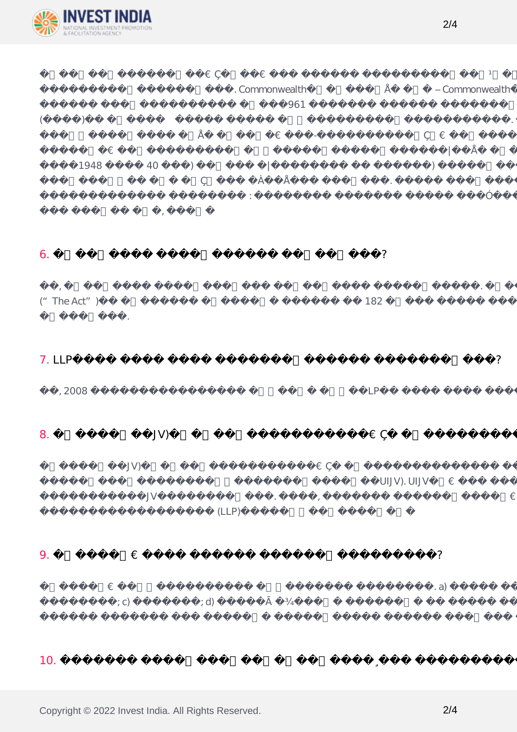

|                                                                  | $\left($<br>$\big)$                   | . Commonwealth<br>1961 |                          | - Commonwealth |                      |                           |           |               |          |          |
|------------------------------------------------------------------|---------------------------------------|------------------------|--------------------------|----------------|----------------------|---------------------------|-----------|---------------|----------|----------|
| $\left($                                                         |                                       |                        | $\overline{\phantom{0}}$ |                | $\ddot{\phantom{a}}$ | 1961                      | $\lambda$ |               |          |          |
|                                                                  |                                       |                        |                          |                |                      |                           |           |               |          | .1948    |
| (1948)                                                           | 40 )                                  |                        |                          |                |                      | $\ensuremath{\mathbf{3}}$ |           |               | . e.     |          |
| $\,$                                                             | $\overline{\phantom{a}}$<br>$\bullet$ | $\ddot{\cdot}$         |                          |                | ٠<br>$^\circ$        | $\overline{\phantom{a}}$  | $^\circ$  | $\,$ ,        | $^\circ$ | $^\circ$ |
| 6.                                                               |                                       |                        |                          | $\tilde{?}$    |                      |                           |           |               |          |          |
| $\rightarrow$<br>(" The Act")<br>the contract of the contract of |                                       |                        |                          | 182            |                      | $\bullet$                 |           | 149 (3). 2013 |          |          |

| 7. LLP |  |  |  |
|--------|--|--|--|
|        |  |  |  |









## $10.$

Copyright © 2022 Invest India. All Rights Reserved. 2/4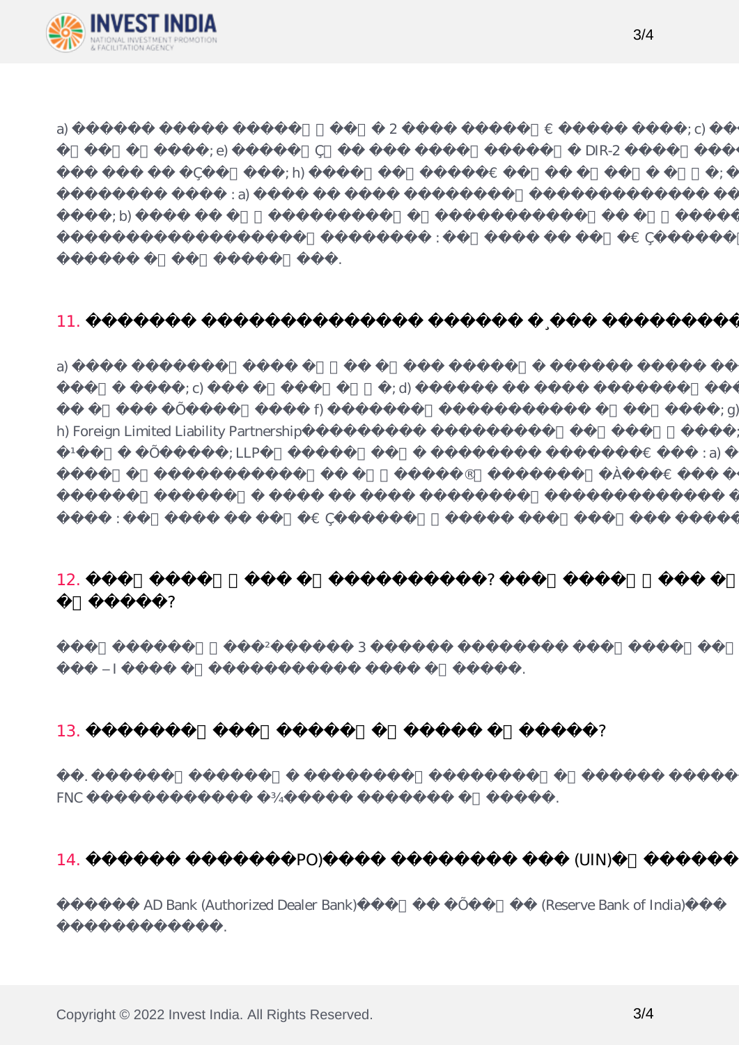